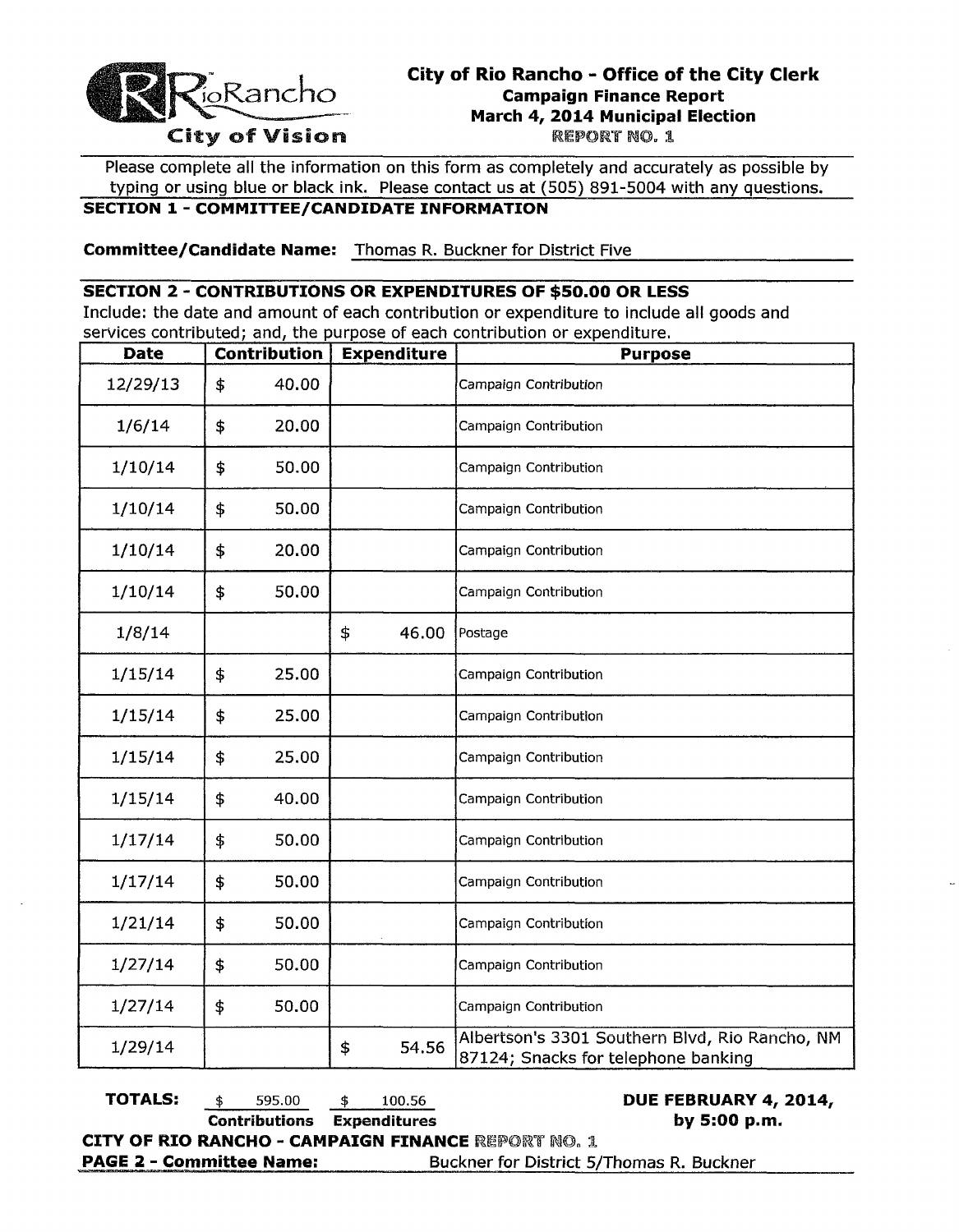RioRancho
City of Vision

# City of Rio Rancho - Office of the City Clerk

**Campaign Finance Report**
**March 4, 2014 Municipal Election**
REPORT NO. 1

Please complete all the information on this form as completely and accurately as possible by typing or using blue or black ink. Please contact us at (505) 891-5004 with any questions.

## SECTION 1 - COMMITTEE/CANDIDATE INFORMATION

**Committee/Candidate Name:** Thomas R. Buckner for District Five

## SECTION 2 - CONTRIBUTIONS OR EXPENDITURES OF $50.00 OR LESS

Include: the date and amount of each contribution or expenditure to include all goods and services contributed; and, the purpose of each contribution or expenditure.

| Date | Contribution | Expenditure | Purpose |
|---|---|---|---|
| 12/29/13 | $ 40.00 | | Campaign Contribution |
| 1/6/14 | $ 20.00 | | Campaign Contribution |
| 1/10/14 | $ 50.00 | | Campaign Contribution |
| 1/10/14 | $ 50.00 | | Campaign Contribution |
| 1/10/14 | $ 20.00 | | Campaign Contribution |
| 1/10/14 | $ 50.00 | | Campaign Contribution |
| 1/8/14 | | $ 46.00 | Postage |
| 1/15/14 | $ 25.00 | | Campaign Contribution |
| 1/15/14 | $ 25.00 | | Campaign Contribution |
| 1/15/14 | $ 25.00 | | Campaign Contribution |
| 1/15/14 | $ 40.00 | | Campaign Contribution |
| 1/17/14 | $ 50.00 | | Campaign Contribution |
| 1/17/14 | $ 50.00 | | Campaign Contribution |
| 1/21/14 | $ 50.00 | | Campaign Contribution |
| 1/27/14 | $ 50.00 | | Campaign Contribution |
| 1/27/14 | $ 50.00 | | Campaign Contribution |
| 1/29/14 | | $ 54.56 | Albertson's 3301 Southern Blvd, Rio Rancho, NM 87124; Snacks for telephone banking |

**TOTALS:** $ 595.00 (**Contributions**) $ 100.56 (**Expenditures**)

**DUE FEBRUARY 4, 2014, by 5:00 p.m.**

**CITY OF RIO RANCHO - CAMPAIGN FINANCE REPORT NO. 1**

**PAGE 2 - Committee Name:** Buckner for District 5/Thomas R. Buckner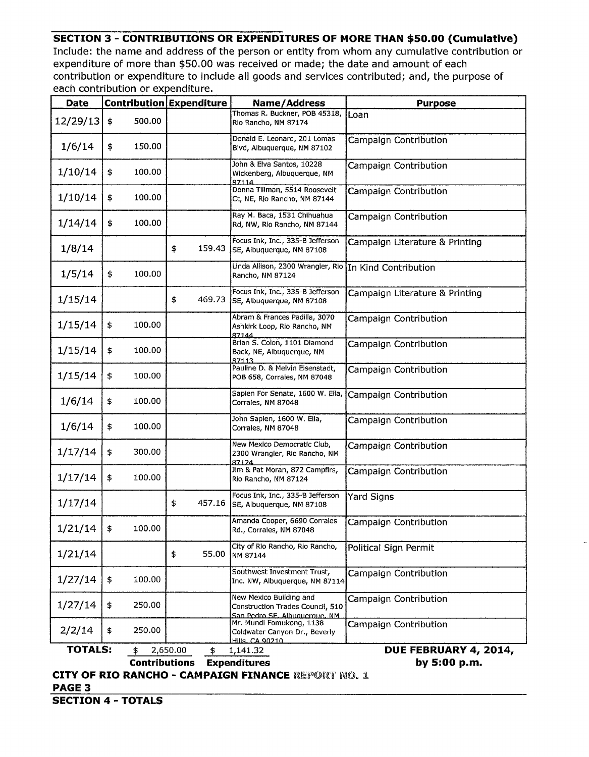## SECTION 3 - CONTRIBUTIONS OR EXPENDITURES OF MORE THAN $50.00 (Cumulative)

Include: the name and address of the person or entity from whom any cumulative contribution or expenditure of more than $50.00 was received or made; the date and amount of each contribution or expenditure to include all goods and services contributed; and, the purpose of each contribution or expenditure.

| Date | Contribution | Expenditure | Name/Address | Purpose |
|---|---|---|---|---|
| 12/29/13 | $ 500.00 | | Thomas R. Buckner, POB 45318, Rio Rancho, NM 87174 | Loan |
| 1/6/14 | $ 150.00 | | Donald E. Leonard, 201 Lomas Blvd, Albuquerque, NM 87102 | Campaign Contribution |
| 1/10/14 | $ 100.00 | | John & Elva Santos, 10228 Wickenberg, Albuquerque, NM 87114 | Campaign Contribution |
| 1/10/14 | $ 100.00 | | Donna Tillman, 5514 Roosevelt Ct, NE, Rio Rancho, NM 87144 | Campaign Contribution |
| 1/14/14 | $ 100.00 | | Ray M. Baca, 1531 Chihuahua Rd, NW, Rio Rancho, NM 87144 | Campaign Contribution |
| 1/8/14 | | $ 159.43 | Focus Ink, Inc., 335-B Jefferson SE, Albuquerque, NM 87108 | Campaign Literature & Printing |
| 1/5/14 | $ 100.00 | | Linda Allison, 2300 Wrangler, Rio Rancho, NM 87124 | In Kind Contribution |
| 1/15/14 | | $ 469.73 | Focus Ink, Inc., 335-B Jefferson SE, Albuquerque, NM 87108 | Campaign Literature & Printing |
| 1/15/14 | $ 100.00 | | Abram & Frances Padilla, 3070 Ashkirk Loop, Rio Rancho, NM 87144 | Campaign Contribution |
| 1/15/14 | $ 100.00 | | Brian S. Colon, 1101 Diamond Back, NE, Albuquerque, NM 87113 | Campaign Contribution |
| 1/15/14 | $ 100.00 | | Pauline D. & Melvin Eisenstadt, POB 658, Corrales, NM 87048 | Campaign Contribution |
| 1/6/14 | $ 100.00 | | Sapien For Senate, 1600 W. Ella, Corrales, NM 87048 | Campaign Contribution |
| 1/6/14 | $ 100.00 | | John Sapien, 1600 W. Ella, Corrales, NM 87048 | Campaign Contribution |
| 1/17/14 | $ 300.00 | | New Mexico Democratic Club, 2300 Wrangler, Rio Rancho, NM 87124 | Campaign Contribution |
| 1/17/14 | $ 100.00 | | Jim & Pat Moran, 872 Campfirs, Rio Rancho, NM 87124 | Campaign Contribution |
| 1/17/14 | | $ 457.16 | Focus Ink, Inc., 335-B Jefferson SE, Albuquerque, NM 87108 | Yard Signs |
| 1/21/14 | $ 100.00 | | Amanda Cooper, 6690 Corrales Rd., Corrales, NM 87048 | Campaign Contribution |
| 1/21/14 | | $ 55.00 | City of Rio Rancho, Rio Rancho, NM 87144 | Political Sign Permit |
| 1/27/14 | $ 100.00 | | Southwest Investment Trust, Inc. NW, Albuquerque, NM 87114 | Campaign Contribution |
| 1/27/14 | $ 250.00 | | New Mexico Building and Construction Trades Council, 510 San Pedro SE, Albuquerque, NM | Campaign Contribution |
| 2/2/14 | $ 250.00 | | Mr. Mundi Fomukong, 1138 Coldwater Canyon Dr., Beverly Hills, CA 90210 | Campaign Contribution |
| **TOTALS:** | $ 2,650.00 **Contributions** | $ 1,141.32 **Expenditures** | | **DUE FEBRUARY 4, 2014, by 5:00 p.m.** |

**CITY OF RIO RANCHO - CAMPAIGN FINANCE REPORT NO. 1**

**PAGE 3**

## SECTION 4 - TOTALS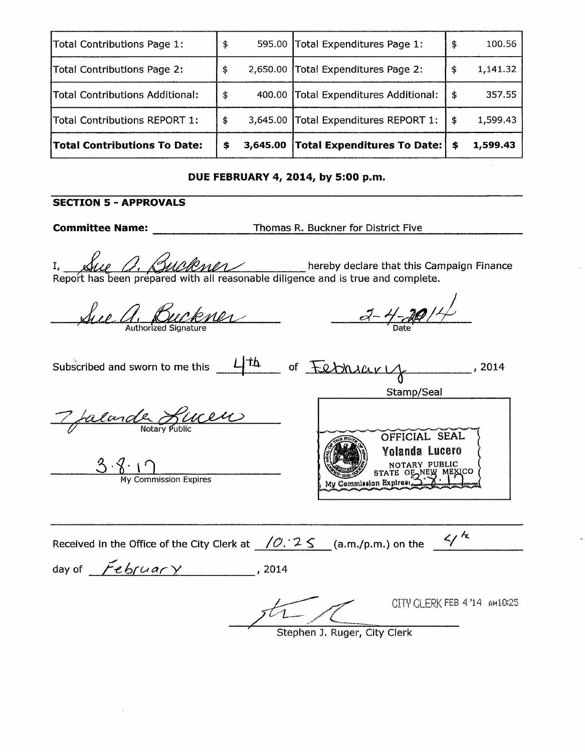| | | | |
|---|---|---|---|
| Total Contributions Page 1: | $ 595.00 | Total Expenditures Page 1: | $ 100.56 |
| Total Contributions Page 2: | $ 2,650.00 | Total Expenditures Page 2: | $ 1,141.32 |
| Total Contributions Additional: | $ 400.00 | Total Expenditures Additional: | $ 357.55 |
| Total Contributions REPORT 1: | $ 3,645.00 | Total Expenditures REPORT 1: | $ 1,599.43 |
| **Total Contributions To Date:** | **$ 3,645.00** | **Total Expenditures To Date:** | **$ 1,599.43** |

**DUE FEBRUARY 4, 2014, by 5:00 p.m.**

**SECTION 5 - APPROVALS**

**Committee Name:** Thomas R. Buckner for District Five

I, *Sue A. Buckner* hereby declare that this Campaign Finance Report has been prepared with all reasonable diligence and is true and complete.

*Sue A. Buckner*
Authorized Signature

*2-4-2014*
Date

Subscribed and sworn to me this *4th* of *February*, 2014

Stamp/Seal

*Yolanda Lucero*
Notary Public

*3.8.17*
My Commission Expires

OFFICIAL SEAL
Yolanda Lucero
NOTARY PUBLIC
STATE OF NEW MEXICO
My Commission Expires: 3.8.17

Received in the Office of the City Clerk at *10:25* (a.m./p.m.) on the *4th* day of *February*, 2014

CITY CLERK FEB 4 '14 AM10:25

Stephen J. Ruger, City Clerk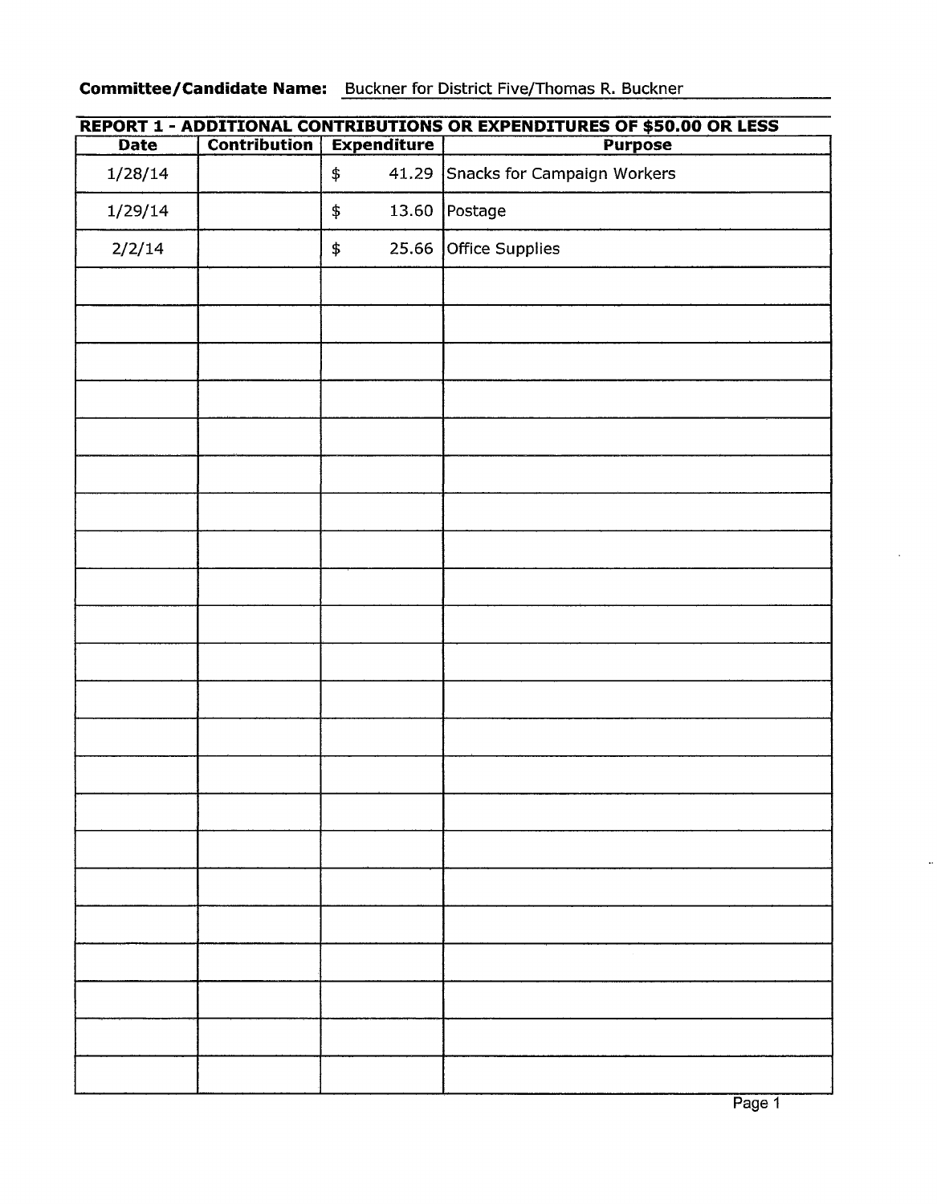**Committee/Candidate Name:** Buckner for District Five/Thomas R. Buckner

**REPORT 1 - ADDITIONAL CONTRIBUTIONS OR EXPENDITURES OF $50.00 OR LESS**

| Date | Contribution | Expenditure | Purpose |
|---|---|---|---|
| 1/28/14 | | $ 41.29 | Snacks for Campaign Workers |
| 1/29/14 | | $ 13.60 | Postage |
| 2/2/14 | | $ 25.66 | Office Supplies |
| | | | |
| | | | |
| | | | |
| | | | |
| | | | |
| | | | |
| | | | |
| | | | |
| | | | |
| | | | |
| | | | |
| | | | |
| | | | |
| | | | |
| | | | |
| | | | |
| | | | |
| | | | |
| | | | |
| | | | |
| | | | |
| | | | |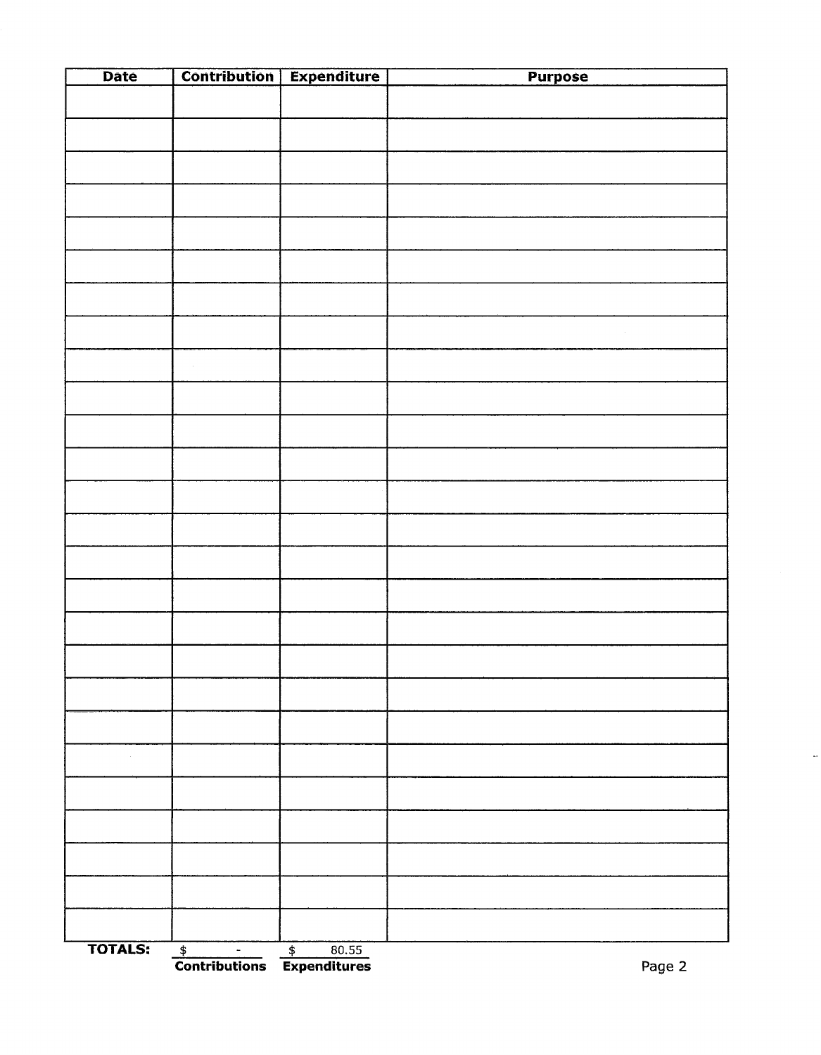| Date | Contribution | Expenditure | Purpose |
|---|---|---|---|
| | | | |
| | | | |
| | | | |
| | | | |
| | | | |
| | | | |
| | | | |
| | | | |
| | | | |
| | | | |
| | | | |
| | | | |
| | | | |
| | | | |
| | | | |
| | | | |
| | | | |
| | | | |
| | | | |
| | | | |
| | | | |
| | | | |
| | | | |
| | | | |
| | | | |
| | | | |
| **TOTALS:** | $ - | $ 80.55 | |
| | **Contributions** | **Expenditures** | |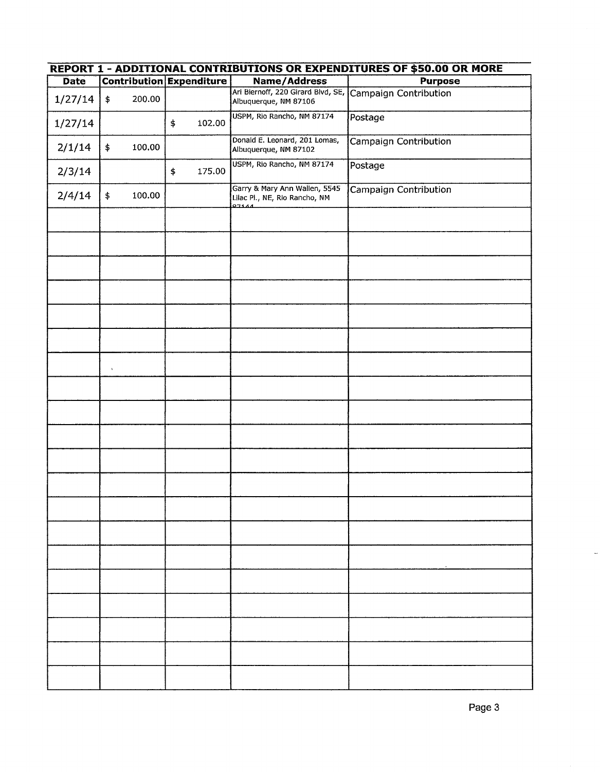## REPORT 1 - ADDITIONAL CONTRIBUTIONS OR EXPENDITURES OF $50.00 OR MORE

| Date | Contribution | Expenditure | Name/Address | Purpose |
|---|---|---|---|---|
| 1/27/14 | $ 200.00 | | Ari Biernoff, 220 Girard Blvd, SE, Albuquerque, NM 87106 | Campaign Contribution |
| 1/27/14 | | $ 102.00 | USPM, Rio Rancho, NM 87174 | Postage |
| 2/1/14 | $ 100.00 | | Donald E. Leonard, 201 Lomas, Albuquerque, NM 87102 | Campaign Contribution |
| 2/3/14 | | $ 175.00 | USPM, Rio Rancho, NM 87174 | Postage |
| 2/4/14 | $ 100.00 | | Garry & Mary Ann Wallen, 5545 Lilac Pl., NE, Rio Rancho, NM 87144 | Campaign Contribution |
| | | | | |
| | | | | |
| | | | | |
| | | | | |
| | | | | |
| | | | | |
| | | | | |
| | | | | |
| | | | | |
| | | | | |
| | | | | |
| | | | | |
| | | | | |
| | | | | |
| | | | | |
| | | | | |
| | | | | |
| | | | | |
| | | | | |
| | | | | |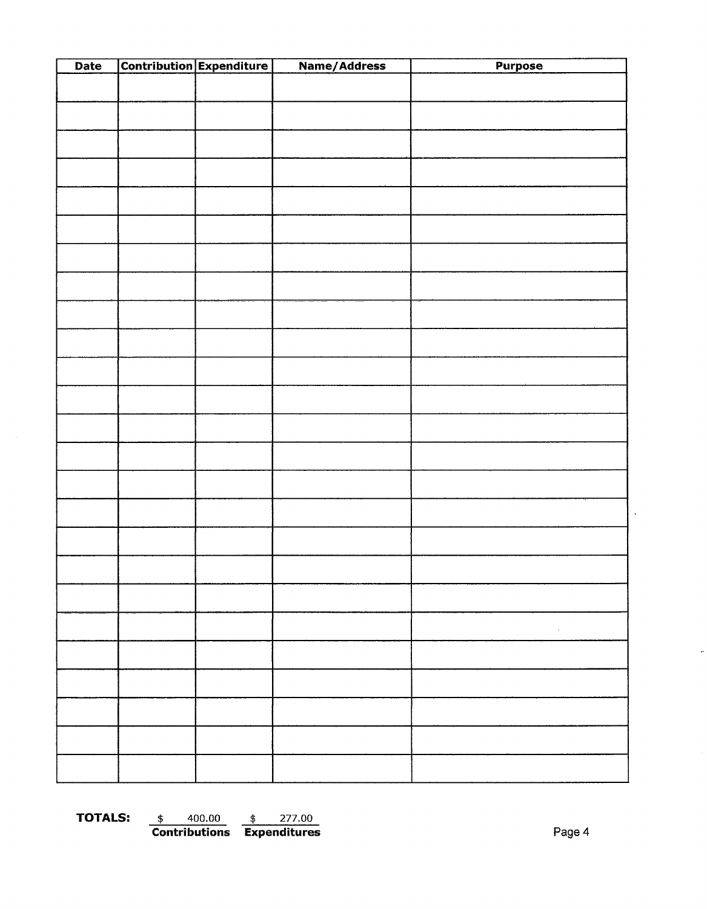| Date | Contribution | Expenditure | Name/Address | Purpose |
| --- | --- | --- | --- | --- |
| | | | | |
| | | | | |
| | | | | |
| | | | | |
| | | | | |
| | | | | |
| | | | | |
| | | | | |
| | | | | |
| | | | | |
| | | | | |
| | | | | |
| | | | | |
| | | | | |
| | | | | |
| | | | | |
| | | | | |
| | | | | |
| | | | | |
| | | | | |
| | | | | |
| | | | | |
| | | | | |
| | | | | |
| | | | | |
| | | | | |

**TOTALS:** $ 400.00 **Contributions** $ 277.00 **Expenditures**